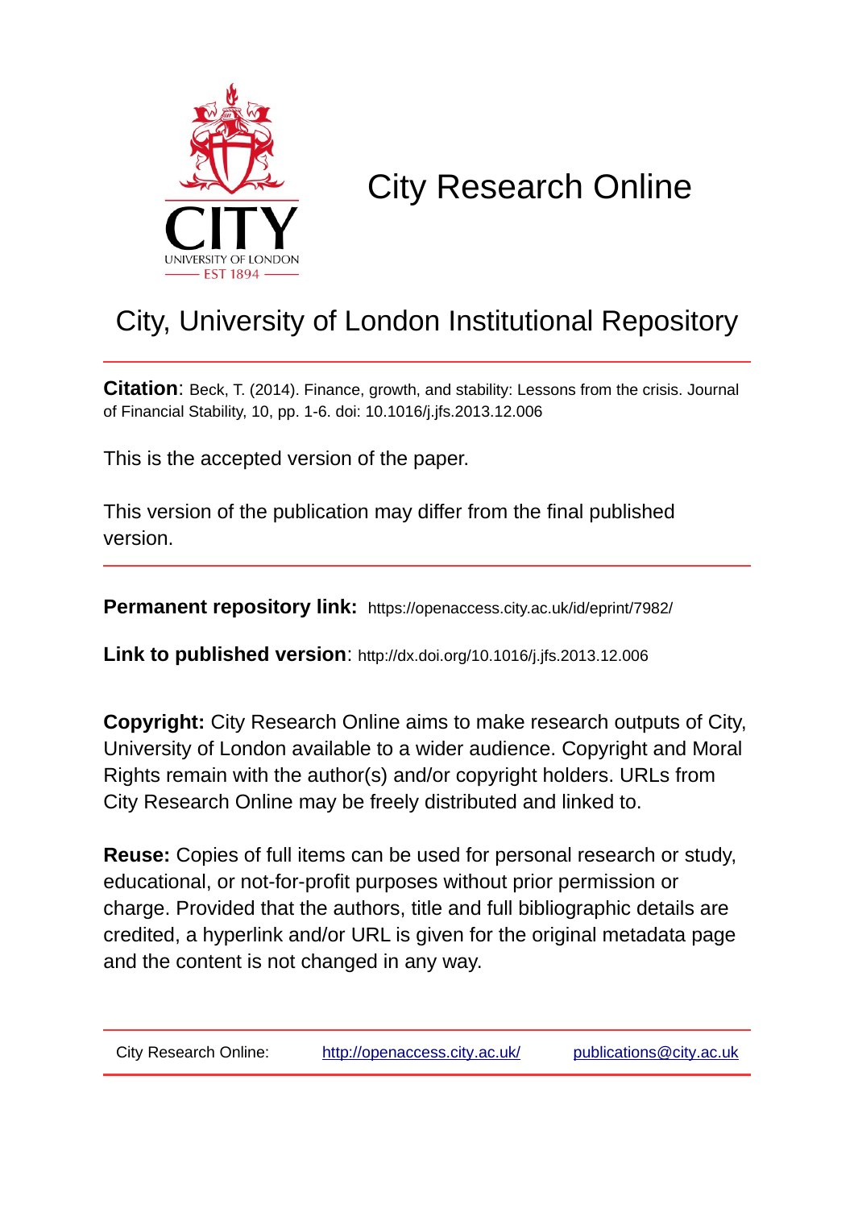# City Research Online

## City, University of London Institutional Repository

**Citation**: Beck, T. (2014). Finance, growth, and stability: Lessons from the crisis. Journal of Financial Stability, 10, pp. 1-6. doi: 10.1016/j.jfs.2013.12.006

This is the accepted version of the paper.

This version of the publication may differ from the final published version.

**Permanent repository link:** https://openaccess.city.ac.uk/id/eprint/7982/

**Link to published version**: http://dx.doi.org/10.1016/j.jfs.2013.12.006

**Copyright:** City Research Online aims to make research outputs of City, University of London available to a wider audience. Copyright and Moral Rights remain with the author(s) and/or copyright holders. URLs from City Research Online may be freely distributed and linked to.

**Reuse:** Copies of full items can be used for personal research or study, educational, or not-for-profit purposes without prior permission or charge. Provided that the authors, title and full bibliographic details are credited, a hyperlink and/or URL is given for the original metadata page and the content is not changed in any way.

City Research Online: http://openaccess.city.ac.uk/ publications@city.ac.uk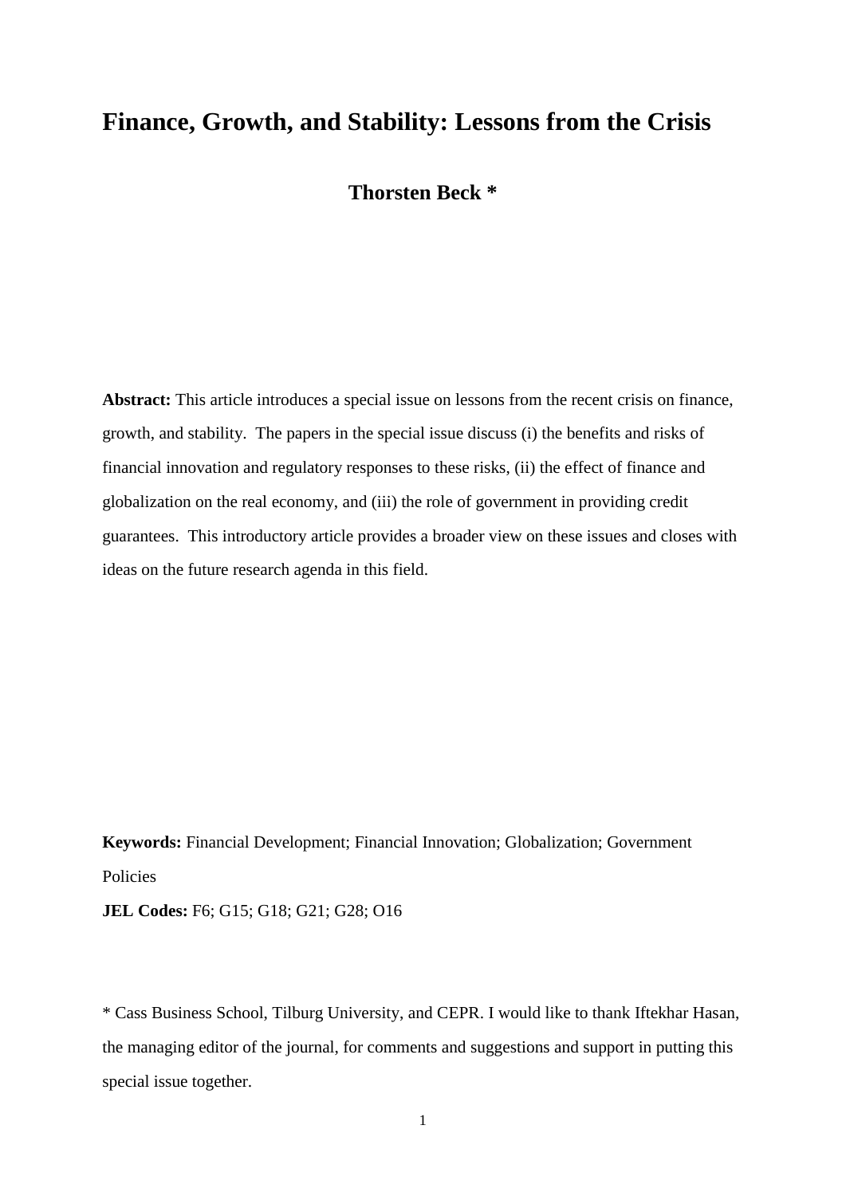# Finance, Growth, and Stability: Lessons from the Crisis

**Thorsten Beck ***

**Abstract:** This article introduces a special issue on lessons from the recent crisis on finance, growth, and stability. The papers in the special issue discuss (i) the benefits and risks of financial innovation and regulatory responses to these risks, (ii) the effect of finance and globalization on the real economy, and (iii) the role of government in providing credit guarantees. This introductory article provides a broader view on these issues and closes with ideas on the future research agenda in this field.

**Keywords:** Financial Development; Financial Innovation; Globalization; Government Policies

**JEL Codes:** F6; G15; G18; G21; G28; O16

* Cass Business School, Tilburg University, and CEPR. I would like to thank Iftekhar Hasan, the managing editor of the journal, for comments and suggestions and support in putting this special issue together.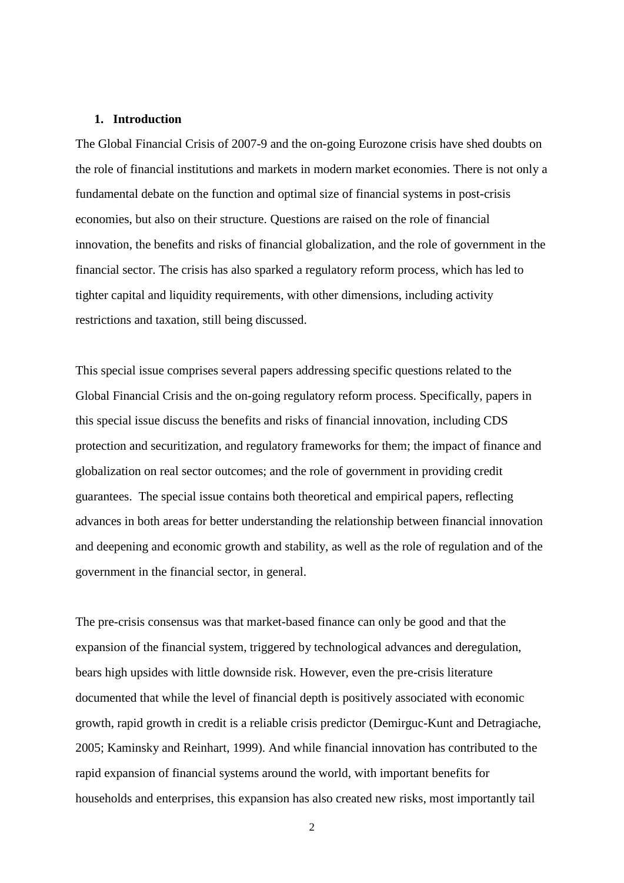## 1. Introduction

The Global Financial Crisis of 2007-9 and the on-going Eurozone crisis have shed doubts on the role of financial institutions and markets in modern market economies. There is not only a fundamental debate on the function and optimal size of financial systems in post-crisis economies, but also on their structure. Questions are raised on the role of financial innovation, the benefits and risks of financial globalization, and the role of government in the financial sector. The crisis has also sparked a regulatory reform process, which has led to tighter capital and liquidity requirements, with other dimensions, including activity restrictions and taxation, still being discussed.

This special issue comprises several papers addressing specific questions related to the Global Financial Crisis and the on-going regulatory reform process. Specifically, papers in this special issue discuss the benefits and risks of financial innovation, including CDS protection and securitization, and regulatory frameworks for them; the impact of finance and globalization on real sector outcomes; and the role of government in providing credit guarantees. The special issue contains both theoretical and empirical papers, reflecting advances in both areas for better understanding the relationship between financial innovation and deepening and economic growth and stability, as well as the role of regulation and of the government in the financial sector, in general.

The pre-crisis consensus was that market-based finance can only be good and that the expansion of the financial system, triggered by technological advances and deregulation, bears high upsides with little downside risk. However, even the pre-crisis literature documented that while the level of financial depth is positively associated with economic growth, rapid growth in credit is a reliable crisis predictor (Demirguc-Kunt and Detragiache, 2005; Kaminsky and Reinhart, 1999). And while financial innovation has contributed to the rapid expansion of financial systems around the world, with important benefits for households and enterprises, this expansion has also created new risks, most importantly tail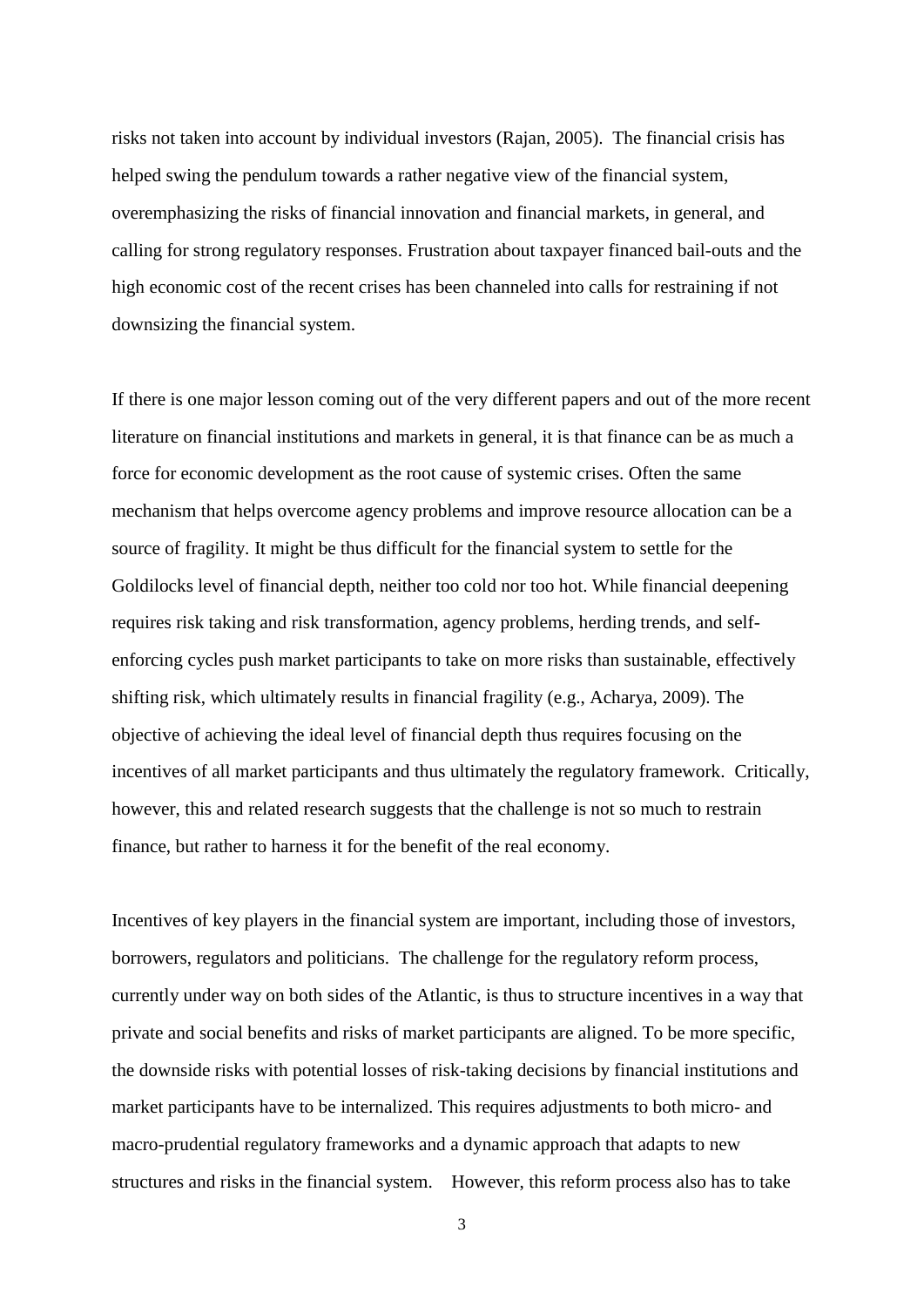risks not taken into account by individual investors (Rajan, 2005). The financial crisis has helped swing the pendulum towards a rather negative view of the financial system, overemphasizing the risks of financial innovation and financial markets, in general, and calling for strong regulatory responses. Frustration about taxpayer financed bail-outs and the high economic cost of the recent crises has been channeled into calls for restraining if not downsizing the financial system.

If there is one major lesson coming out of the very different papers and out of the more recent literature on financial institutions and markets in general, it is that finance can be as much a force for economic development as the root cause of systemic crises. Often the same mechanism that helps overcome agency problems and improve resource allocation can be a source of fragility. It might be thus difficult for the financial system to settle for the Goldilocks level of financial depth, neither too cold nor too hot. While financial deepening requires risk taking and risk transformation, agency problems, herding trends, and self-enforcing cycles push market participants to take on more risks than sustainable, effectively shifting risk, which ultimately results in financial fragility (e.g., Acharya, 2009). The objective of achieving the ideal level of financial depth thus requires focusing on the incentives of all market participants and thus ultimately the regulatory framework. Critically, however, this and related research suggests that the challenge is not so much to restrain finance, but rather to harness it for the benefit of the real economy.

Incentives of key players in the financial system are important, including those of investors, borrowers, regulators and politicians. The challenge for the regulatory reform process, currently under way on both sides of the Atlantic, is thus to structure incentives in a way that private and social benefits and risks of market participants are aligned. To be more specific, the downside risks with potential losses of risk-taking decisions by financial institutions and market participants have to be internalized. This requires adjustments to both micro- and macro-prudential regulatory frameworks and a dynamic approach that adapts to new structures and risks in the financial system. However, this reform process also has to take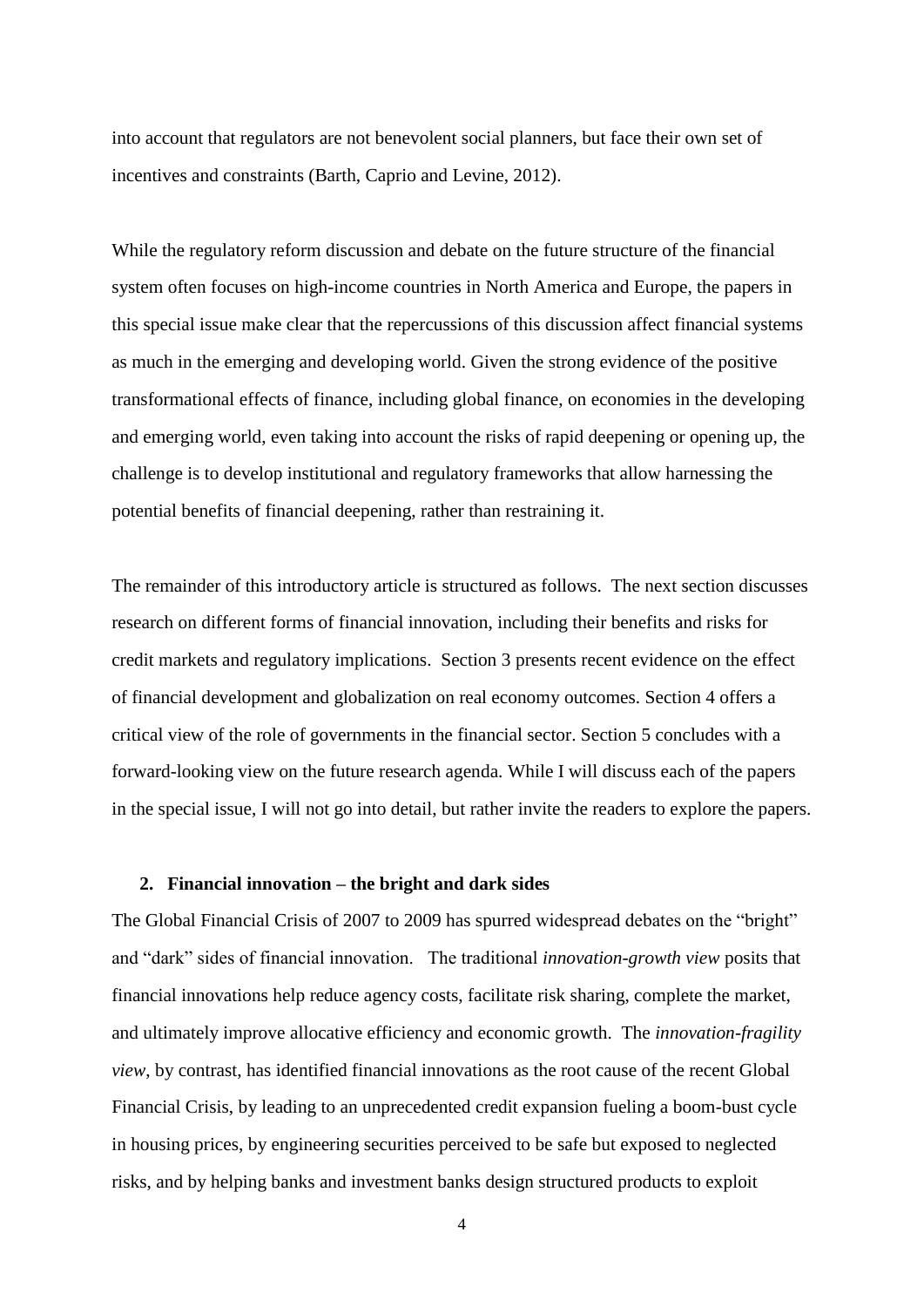into account that regulators are not benevolent social planners, but face their own set of incentives and constraints (Barth, Caprio and Levine, 2012).

While the regulatory reform discussion and debate on the future structure of the financial system often focuses on high-income countries in North America and Europe, the papers in this special issue make clear that the repercussions of this discussion affect financial systems as much in the emerging and developing world. Given the strong evidence of the positive transformational effects of finance, including global finance, on economies in the developing and emerging world, even taking into account the risks of rapid deepening or opening up, the challenge is to develop institutional and regulatory frameworks that allow harnessing the potential benefits of financial deepening, rather than restraining it.

The remainder of this introductory article is structured as follows. The next section discusses research on different forms of financial innovation, including their benefits and risks for credit markets and regulatory implications. Section 3 presents recent evidence on the effect of financial development and globalization on real economy outcomes. Section 4 offers a critical view of the role of governments in the financial sector. Section 5 concludes with a forward-looking view on the future research agenda. While I will discuss each of the papers in the special issue, I will not go into detail, but rather invite the readers to explore the papers.

## 2. Financial innovation – the bright and dark sides

The Global Financial Crisis of 2007 to 2009 has spurred widespread debates on the "bright" and "dark" sides of financial innovation. The traditional *innovation-growth view* posits that financial innovations help reduce agency costs, facilitate risk sharing, complete the market, and ultimately improve allocative efficiency and economic growth. The *innovation-fragility view*, by contrast, has identified financial innovations as the root cause of the recent Global Financial Crisis, by leading to an unprecedented credit expansion fueling a boom-bust cycle in housing prices, by engineering securities perceived to be safe but exposed to neglected risks, and by helping banks and investment banks design structured products to exploit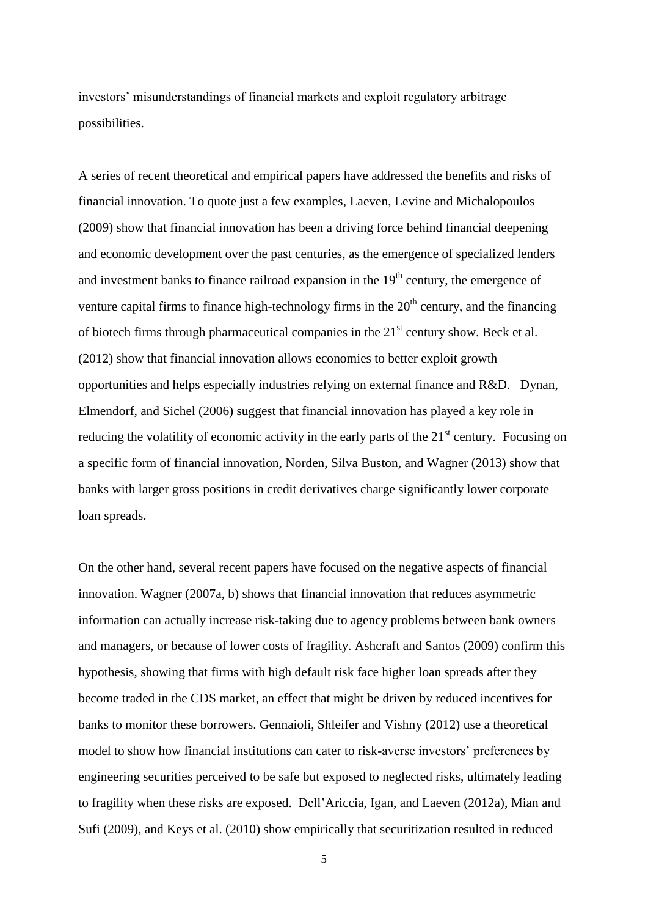investors' misunderstandings of financial markets and exploit regulatory arbitrage possibilities.

A series of recent theoretical and empirical papers have addressed the benefits and risks of financial innovation. To quote just a few examples, Laeven, Levine and Michalopoulos (2009) show that financial innovation has been a driving force behind financial deepening and economic development over the past centuries, as the emergence of specialized lenders and investment banks to finance railroad expansion in the 19th century, the emergence of venture capital firms to finance high-technology firms in the 20th century, and the financing of biotech firms through pharmaceutical companies in the 21st century show. Beck et al. (2012) show that financial innovation allows economies to better exploit growth opportunities and helps especially industries relying on external finance and R&D. Dynan, Elmendorf, and Sichel (2006) suggest that financial innovation has played a key role in reducing the volatility of economic activity in the early parts of the 21st century. Focusing on a specific form of financial innovation, Norden, Silva Buston, and Wagner (2013) show that banks with larger gross positions in credit derivatives charge significantly lower corporate loan spreads.

On the other hand, several recent papers have focused on the negative aspects of financial innovation. Wagner (2007a, b) shows that financial innovation that reduces asymmetric information can actually increase risk-taking due to agency problems between bank owners and managers, or because of lower costs of fragility. Ashcraft and Santos (2009) confirm this hypothesis, showing that firms with high default risk face higher loan spreads after they become traded in the CDS market, an effect that might be driven by reduced incentives for banks to monitor these borrowers. Gennaioli, Shleifer and Vishny (2012) use a theoretical model to show how financial institutions can cater to risk-averse investors' preferences by engineering securities perceived to be safe but exposed to neglected risks, ultimately leading to fragility when these risks are exposed. Dell'Ariccia, Igan, and Laeven (2012a), Mian and Sufi (2009), and Keys et al. (2010) show empirically that securitization resulted in reduced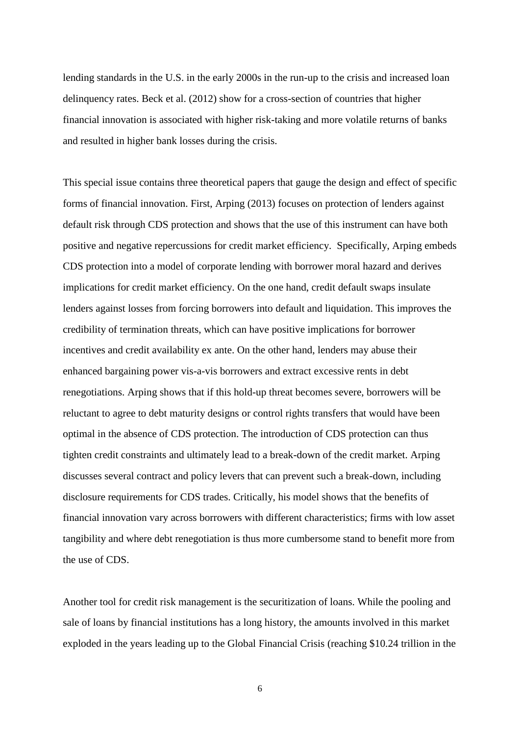lending standards in the U.S. in the early 2000s in the run-up to the crisis and increased loan delinquency rates. Beck et al. (2012) show for a cross-section of countries that higher financial innovation is associated with higher risk-taking and more volatile returns of banks and resulted in higher bank losses during the crisis.

This special issue contains three theoretical papers that gauge the design and effect of specific forms of financial innovation. First, Arping (2013) focuses on protection of lenders against default risk through CDS protection and shows that the use of this instrument can have both positive and negative repercussions for credit market efficiency. Specifically, Arping embeds CDS protection into a model of corporate lending with borrower moral hazard and derives implications for credit market efficiency. On the one hand, credit default swaps insulate lenders against losses from forcing borrowers into default and liquidation. This improves the credibility of termination threats, which can have positive implications for borrower incentives and credit availability ex ante. On the other hand, lenders may abuse their enhanced bargaining power vis-a-vis borrowers and extract excessive rents in debt renegotiations. Arping shows that if this hold-up threat becomes severe, borrowers will be reluctant to agree to debt maturity designs or control rights transfers that would have been optimal in the absence of CDS protection. The introduction of CDS protection can thus tighten credit constraints and ultimately lead to a break-down of the credit market. Arping discusses several contract and policy levers that can prevent such a break-down, including disclosure requirements for CDS trades. Critically, his model shows that the benefits of financial innovation vary across borrowers with different characteristics; firms with low asset tangibility and where debt renegotiation is thus more cumbersome stand to benefit more from the use of CDS.

Another tool for credit risk management is the securitization of loans. While the pooling and sale of loans by financial institutions has a long history, the amounts involved in this market exploded in the years leading up to the Global Financial Crisis (reaching $10.24 trillion in the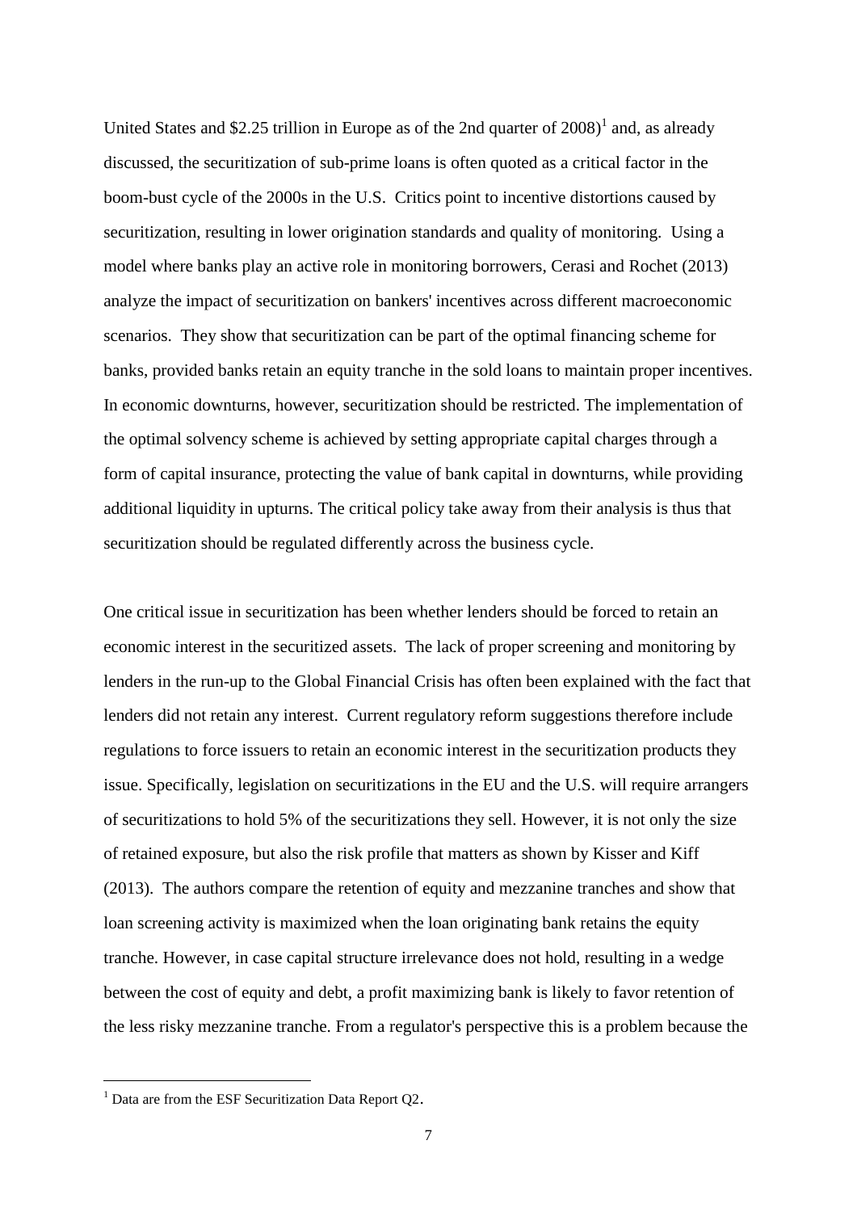United States and $2.25 trillion in Europe as of the 2nd quarter of 2008)[1] and, as already discussed, the securitization of sub-prime loans is often quoted as a critical factor in the boom-bust cycle of the 2000s in the U.S. Critics point to incentive distortions caused by securitization, resulting in lower origination standards and quality of monitoring. Using a model where banks play an active role in monitoring borrowers, Cerasi and Rochet (2013) analyze the impact of securitization on bankers' incentives across different macroeconomic scenarios. They show that securitization can be part of the optimal financing scheme for banks, provided banks retain an equity tranche in the sold loans to maintain proper incentives. In economic downturns, however, securitization should be restricted. The implementation of the optimal solvency scheme is achieved by setting appropriate capital charges through a form of capital insurance, protecting the value of bank capital in downturns, while providing additional liquidity in upturns. The critical policy take away from their analysis is thus that securitization should be regulated differently across the business cycle.

One critical issue in securitization has been whether lenders should be forced to retain an economic interest in the securitized assets. The lack of proper screening and monitoring by lenders in the run-up to the Global Financial Crisis has often been explained with the fact that lenders did not retain any interest. Current regulatory reform suggestions therefore include regulations to force issuers to retain an economic interest in the securitization products they issue. Specifically, legislation on securitizations in the EU and the U.S. will require arrangers of securitizations to hold 5% of the securitizations they sell. However, it is not only the size of retained exposure, but also the risk profile that matters as shown by Kisser and Kiff (2013). The authors compare the retention of equity and mezzanine tranches and show that loan screening activity is maximized when the loan originating bank retains the equity tranche. However, in case capital structure irrelevance does not hold, resulting in a wedge between the cost of equity and debt, a profit maximizing bank is likely to favor retention of the less risky mezzanine tranche. From a regulator's perspective this is a problem because the

[1] Data are from the ESF Securitization Data Report Q2.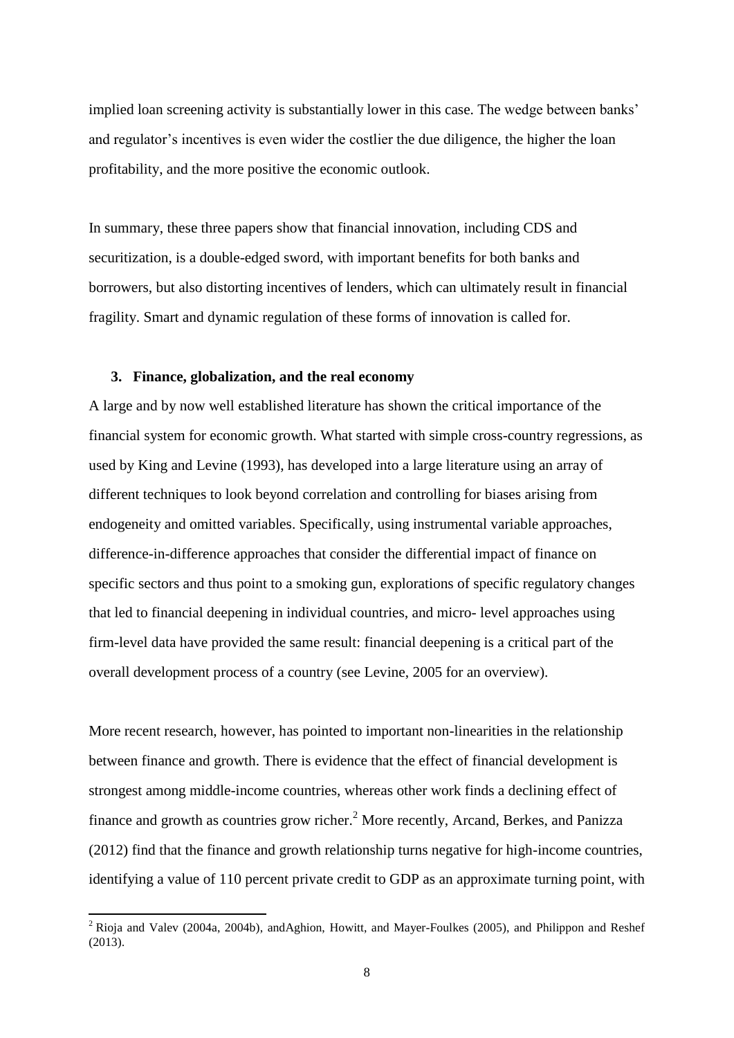implied loan screening activity is substantially lower in this case. The wedge between banks' and regulator's incentives is even wider the costlier the due diligence, the higher the loan profitability, and the more positive the economic outlook.

In summary, these three papers show that financial innovation, including CDS and securitization, is a double-edged sword, with important benefits for both banks and borrowers, but also distorting incentives of lenders, which can ultimately result in financial fragility. Smart and dynamic regulation of these forms of innovation is called for.

## 3. Finance, globalization, and the real economy

A large and by now well established literature has shown the critical importance of the financial system for economic growth. What started with simple cross-country regressions, as used by King and Levine (1993), has developed into a large literature using an array of different techniques to look beyond correlation and controlling for biases arising from endogeneity and omitted variables. Specifically, using instrumental variable approaches, difference-in-difference approaches that consider the differential impact of finance on specific sectors and thus point to a smoking gun, explorations of specific regulatory changes that led to financial deepening in individual countries, and micro- level approaches using firm-level data have provided the same result: financial deepening is a critical part of the overall development process of a country (see Levine, 2005 for an overview).

More recent research, however, has pointed to important non-linearities in the relationship between finance and growth. There is evidence that the effect of financial development is strongest among middle-income countries, whereas other work finds a declining effect of finance and growth as countries grow richer.[2] More recently, Arcand, Berkes, and Panizza (2012) find that the finance and growth relationship turns negative for high-income countries, identifying a value of 110 percent private credit to GDP as an approximate turning point, with

[2] Rioja and Valev (2004a, 2004b), andAghion, Howitt, and Mayer-Foulkes (2005), and Philippon and Reshef (2013).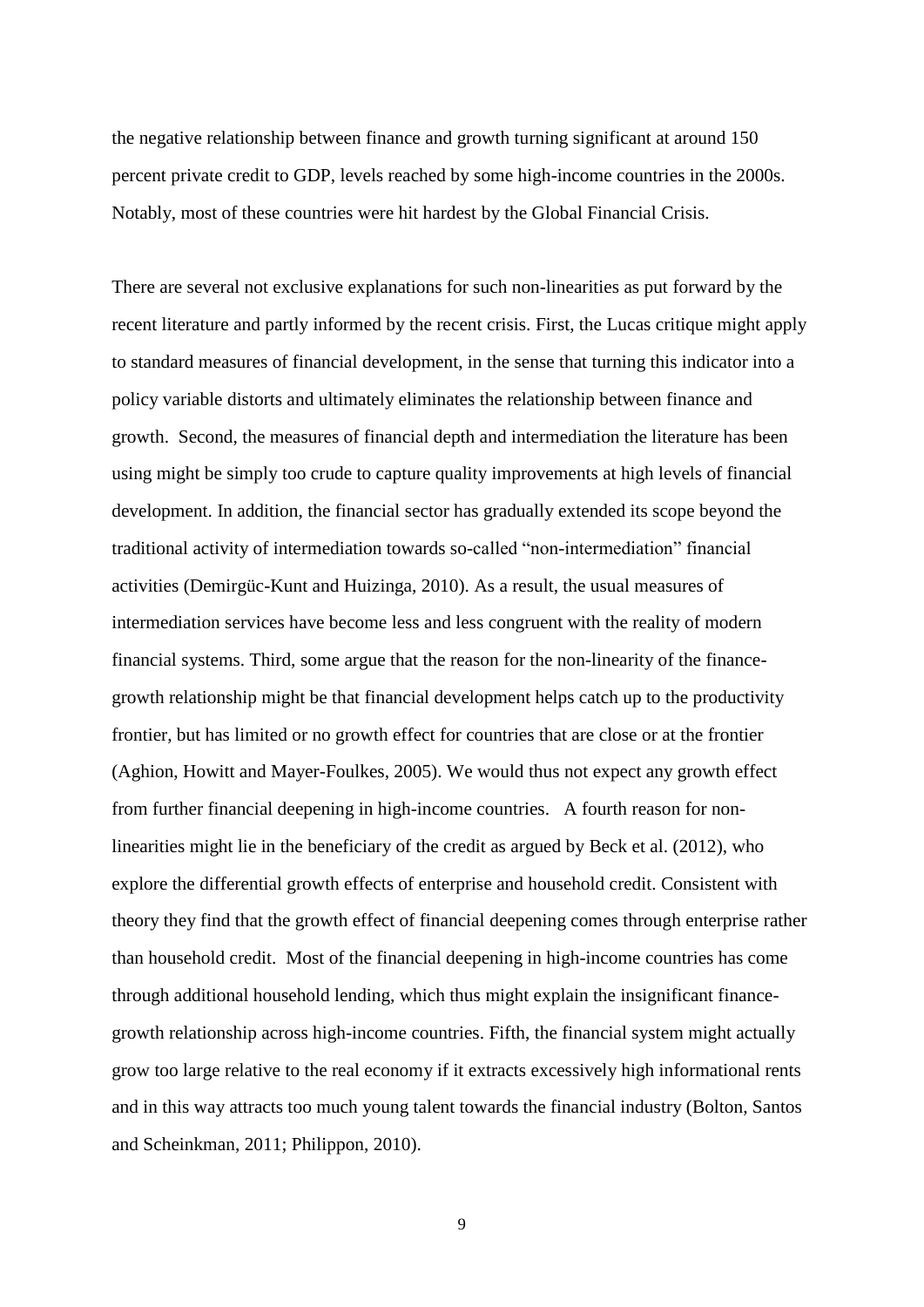the negative relationship between finance and growth turning significant at around 150 percent private credit to GDP, levels reached by some high-income countries in the 2000s. Notably, most of these countries were hit hardest by the Global Financial Crisis.

There are several not exclusive explanations for such non-linearities as put forward by the recent literature and partly informed by the recent crisis. First, the Lucas critique might apply to standard measures of financial development, in the sense that turning this indicator into a policy variable distorts and ultimately eliminates the relationship between finance and growth. Second, the measures of financial depth and intermediation the literature has been using might be simply too crude to capture quality improvements at high levels of financial development. In addition, the financial sector has gradually extended its scope beyond the traditional activity of intermediation towards so-called "non-intermediation" financial activities (Demirgüc-Kunt and Huizinga, 2010). As a result, the usual measures of intermediation services have become less and less congruent with the reality of modern financial systems. Third, some argue that the reason for the non-linearity of the finance-growth relationship might be that financial development helps catch up to the productivity frontier, but has limited or no growth effect for countries that are close or at the frontier (Aghion, Howitt and Mayer-Foulkes, 2005). We would thus not expect any growth effect from further financial deepening in high-income countries. A fourth reason for non-linearities might lie in the beneficiary of the credit as argued by Beck et al. (2012), who explore the differential growth effects of enterprise and household credit. Consistent with theory they find that the growth effect of financial deepening comes through enterprise rather than household credit. Most of the financial deepening in high-income countries has come through additional household lending, which thus might explain the insignificant finance-growth relationship across high-income countries. Fifth, the financial system might actually grow too large relative to the real economy if it extracts excessively high informational rents and in this way attracts too much young talent towards the financial industry (Bolton, Santos and Scheinkman, 2011; Philippon, 2010).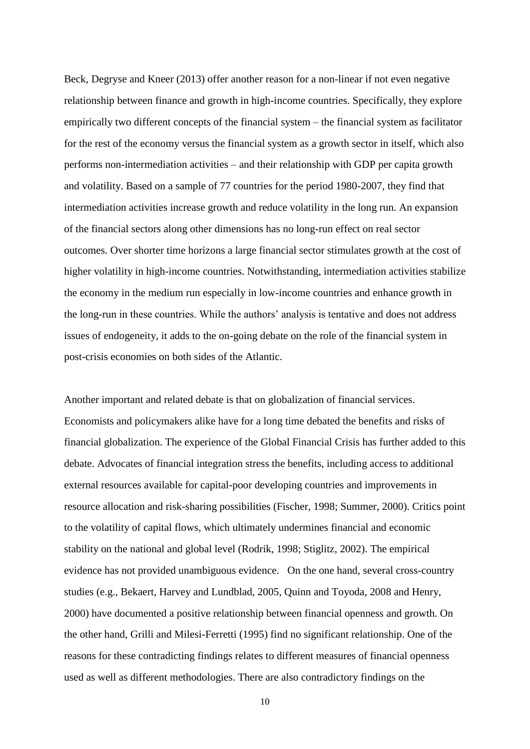Beck, Degryse and Kneer (2013) offer another reason for a non-linear if not even negative relationship between finance and growth in high-income countries. Specifically, they explore empirically two different concepts of the financial system – the financial system as facilitator for the rest of the economy versus the financial system as a growth sector in itself, which also performs non-intermediation activities – and their relationship with GDP per capita growth and volatility. Based on a sample of 77 countries for the period 1980-2007, they find that intermediation activities increase growth and reduce volatility in the long run. An expansion of the financial sectors along other dimensions has no long-run effect on real sector outcomes. Over shorter time horizons a large financial sector stimulates growth at the cost of higher volatility in high-income countries. Notwithstanding, intermediation activities stabilize the economy in the medium run especially in low-income countries and enhance growth in the long-run in these countries. While the authors' analysis is tentative and does not address issues of endogeneity, it adds to the on-going debate on the role of the financial system in post-crisis economies on both sides of the Atlantic.

Another important and related debate is that on globalization of financial services. Economists and policymakers alike have for a long time debated the benefits and risks of financial globalization. The experience of the Global Financial Crisis has further added to this debate. Advocates of financial integration stress the benefits, including access to additional external resources available for capital-poor developing countries and improvements in resource allocation and risk-sharing possibilities (Fischer, 1998; Summer, 2000). Critics point to the volatility of capital flows, which ultimately undermines financial and economic stability on the national and global level (Rodrik, 1998; Stiglitz, 2002). The empirical evidence has not provided unambiguous evidence. On the one hand, several cross-country studies (e.g., Bekaert, Harvey and Lundblad, 2005, Quinn and Toyoda, 2008 and Henry, 2000) have documented a positive relationship between financial openness and growth. On the other hand, Grilli and Milesi-Ferretti (1995) find no significant relationship. One of the reasons for these contradicting findings relates to different measures of financial openness used as well as different methodologies. There are also contradictory findings on the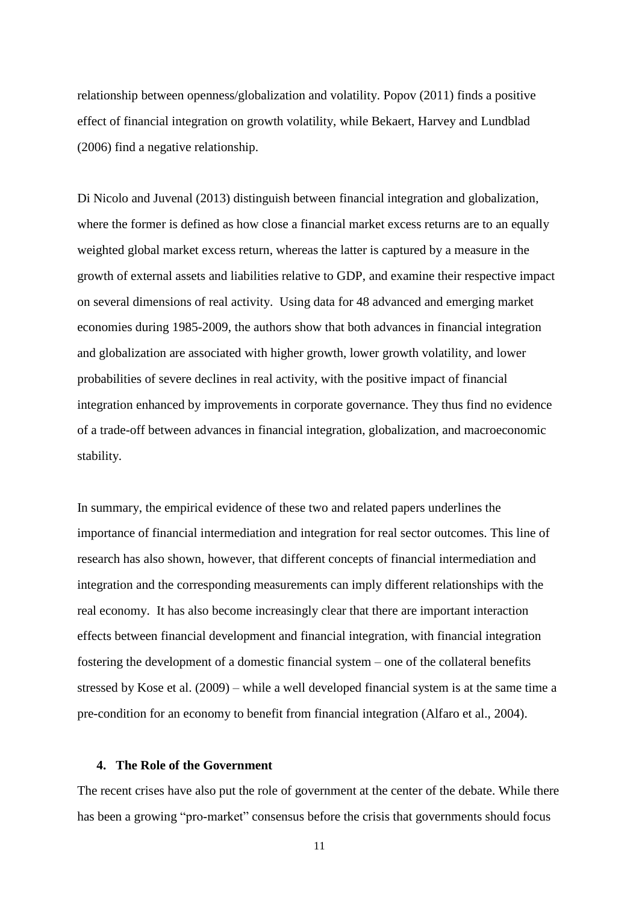relationship between openness/globalization and volatility. Popov (2011) finds a positive effect of financial integration on growth volatility, while Bekaert, Harvey and Lundblad (2006) find a negative relationship.

Di Nicolo and Juvenal (2013) distinguish between financial integration and globalization, where the former is defined as how close a financial market excess returns are to an equally weighted global market excess return, whereas the latter is captured by a measure in the growth of external assets and liabilities relative to GDP, and examine their respective impact on several dimensions of real activity. Using data for 48 advanced and emerging market economies during 1985-2009, the authors show that both advances in financial integration and globalization are associated with higher growth, lower growth volatility, and lower probabilities of severe declines in real activity, with the positive impact of financial integration enhanced by improvements in corporate governance. They thus find no evidence of a trade-off between advances in financial integration, globalization, and macroeconomic stability.

In summary, the empirical evidence of these two and related papers underlines the importance of financial intermediation and integration for real sector outcomes. This line of research has also shown, however, that different concepts of financial intermediation and integration and the corresponding measurements can imply different relationships with the real economy. It has also become increasingly clear that there are important interaction effects between financial development and financial integration, with financial integration fostering the development of a domestic financial system – one of the collateral benefits stressed by Kose et al. (2009) – while a well developed financial system is at the same time a pre-condition for an economy to benefit from financial integration (Alfaro et al., 2004).

## 4. The Role of the Government

The recent crises have also put the role of government at the center of the debate. While there has been a growing "pro-market" consensus before the crisis that governments should focus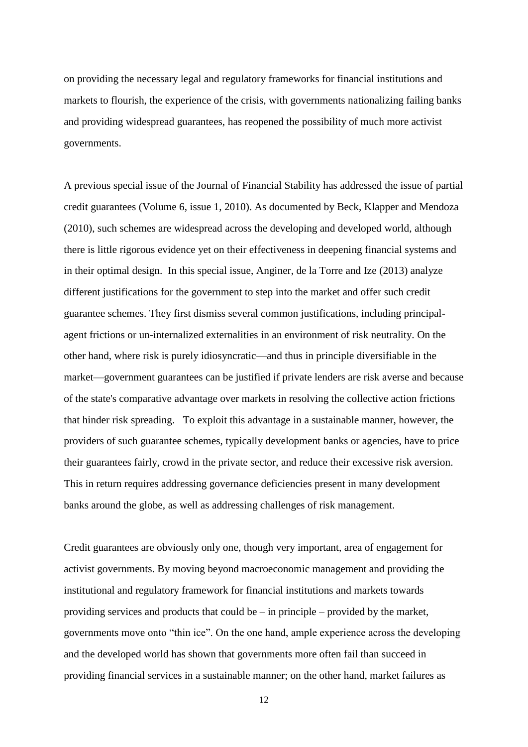on providing the necessary legal and regulatory frameworks for financial institutions and markets to flourish, the experience of the crisis, with governments nationalizing failing banks and providing widespread guarantees, has reopened the possibility of much more activist governments.

A previous special issue of the Journal of Financial Stability has addressed the issue of partial credit guarantees (Volume 6, issue 1, 2010). As documented by Beck, Klapper and Mendoza (2010), such schemes are widespread across the developing and developed world, although there is little rigorous evidence yet on their effectiveness in deepening financial systems and in their optimal design. In this special issue, Anginer, de la Torre and Ize (2013) analyze different justifications for the government to step into the market and offer such credit guarantee schemes. They first dismiss several common justifications, including principal-agent frictions or un-internalized externalities in an environment of risk neutrality. On the other hand, where risk is purely idiosyncratic—and thus in principle diversifiable in the market—government guarantees can be justified if private lenders are risk averse and because of the state's comparative advantage over markets in resolving the collective action frictions that hinder risk spreading. To exploit this advantage in a sustainable manner, however, the providers of such guarantee schemes, typically development banks or agencies, have to price their guarantees fairly, crowd in the private sector, and reduce their excessive risk aversion. This in return requires addressing governance deficiencies present in many development banks around the globe, as well as addressing challenges of risk management.

Credit guarantees are obviously only one, though very important, area of engagement for activist governments. By moving beyond macroeconomic management and providing the institutional and regulatory framework for financial institutions and markets towards providing services and products that could be – in principle – provided by the market, governments move onto "thin ice". On the one hand, ample experience across the developing and the developed world has shown that governments more often fail than succeed in providing financial services in a sustainable manner; on the other hand, market failures as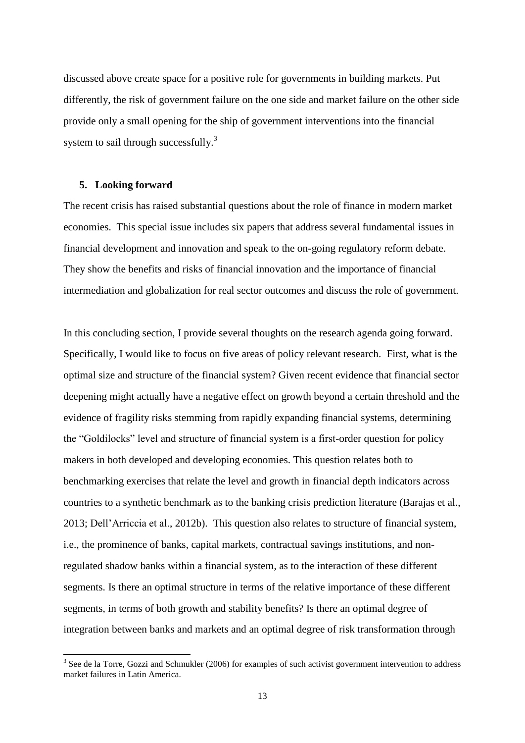discussed above create space for a positive role for governments in building markets. Put differently, the risk of government failure on the one side and market failure on the other side provide only a small opening for the ship of government interventions into the financial system to sail through successfully.[3]

## 5. Looking forward

The recent crisis has raised substantial questions about the role of finance in modern market economies. This special issue includes six papers that address several fundamental issues in financial development and innovation and speak to the on-going regulatory reform debate. They show the benefits and risks of financial innovation and the importance of financial intermediation and globalization for real sector outcomes and discuss the role of government.

In this concluding section, I provide several thoughts on the research agenda going forward. Specifically, I would like to focus on five areas of policy relevant research. First, what is the optimal size and structure of the financial system? Given recent evidence that financial sector deepening might actually have a negative effect on growth beyond a certain threshold and the evidence of fragility risks stemming from rapidly expanding financial systems, determining the "Goldilocks" level and structure of financial system is a first-order question for policy makers in both developed and developing economies. This question relates both to benchmarking exercises that relate the level and growth in financial depth indicators across countries to a synthetic benchmark as to the banking crisis prediction literature (Barajas et al., 2013; Dell'Arriccia et al., 2012b). This question also relates to structure of financial system, i.e., the prominence of banks, capital markets, contractual savings institutions, and non-regulated shadow banks within a financial system, as to the interaction of these different segments. Is there an optimal structure in terms of the relative importance of these different segments, in terms of both growth and stability benefits? Is there an optimal degree of integration between banks and markets and an optimal degree of risk transformation through

[3] See de la Torre, Gozzi and Schmukler (2006) for examples of such activist government intervention to address market failures in Latin America.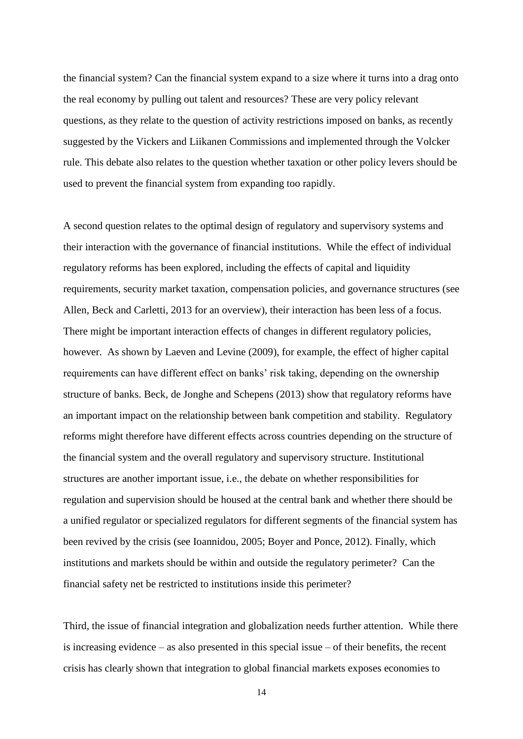the financial system? Can the financial system expand to a size where it turns into a drag onto the real economy by pulling out talent and resources? These are very policy relevant questions, as they relate to the question of activity restrictions imposed on banks, as recently suggested by the Vickers and Liikanen Commissions and implemented through the Volcker rule. This debate also relates to the question whether taxation or other policy levers should be used to prevent the financial system from expanding too rapidly.

A second question relates to the optimal design of regulatory and supervisory systems and their interaction with the governance of financial institutions. While the effect of individual regulatory reforms has been explored, including the effects of capital and liquidity requirements, security market taxation, compensation policies, and governance structures (see Allen, Beck and Carletti, 2013 for an overview), their interaction has been less of a focus. There might be important interaction effects of changes in different regulatory policies, however. As shown by Laeven and Levine (2009), for example, the effect of higher capital requirements can have different effect on banks' risk taking, depending on the ownership structure of banks. Beck, de Jonghe and Schepens (2013) show that regulatory reforms have an important impact on the relationship between bank competition and stability. Regulatory reforms might therefore have different effects across countries depending on the structure of the financial system and the overall regulatory and supervisory structure. Institutional structures are another important issue, i.e., the debate on whether responsibilities for regulation and supervision should be housed at the central bank and whether there should be a unified regulator or specialized regulators for different segments of the financial system has been revived by the crisis (see Ioannidou, 2005; Boyer and Ponce, 2012). Finally, which institutions and markets should be within and outside the regulatory perimeter? Can the financial safety net be restricted to institutions inside this perimeter?

Third, the issue of financial integration and globalization needs further attention. While there is increasing evidence – as also presented in this special issue – of their benefits, the recent crisis has clearly shown that integration to global financial markets exposes economies to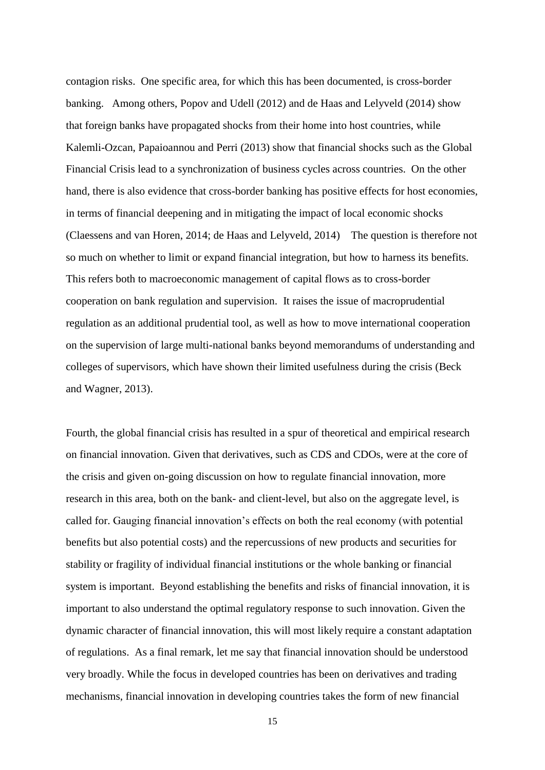contagion risks. One specific area, for which this has been documented, is cross-border banking. Among others, Popov and Udell (2012) and de Haas and Lelyveld (2014) show that foreign banks have propagated shocks from their home into host countries, while Kalemli-Ozcan, Papaioannou and Perri (2013) show that financial shocks such as the Global Financial Crisis lead to a synchronization of business cycles across countries. On the other hand, there is also evidence that cross-border banking has positive effects for host economies, in terms of financial deepening and in mitigating the impact of local economic shocks (Claessens and van Horen, 2014; de Haas and Lelyveld, 2014) The question is therefore not so much on whether to limit or expand financial integration, but how to harness its benefits. This refers both to macroeconomic management of capital flows as to cross-border cooperation on bank regulation and supervision. It raises the issue of macroprudential regulation as an additional prudential tool, as well as how to move international cooperation on the supervision of large multi-national banks beyond memorandums of understanding and colleges of supervisors, which have shown their limited usefulness during the crisis (Beck and Wagner, 2013).

Fourth, the global financial crisis has resulted in a spur of theoretical and empirical research on financial innovation. Given that derivatives, such as CDS and CDOs, were at the core of the crisis and given on-going discussion on how to regulate financial innovation, more research in this area, both on the bank- and client-level, but also on the aggregate level, is called for. Gauging financial innovation's effects on both the real economy (with potential benefits but also potential costs) and the repercussions of new products and securities for stability or fragility of individual financial institutions or the whole banking or financial system is important. Beyond establishing the benefits and risks of financial innovation, it is important to also understand the optimal regulatory response to such innovation. Given the dynamic character of financial innovation, this will most likely require a constant adaptation of regulations. As a final remark, let me say that financial innovation should be understood very broadly. While the focus in developed countries has been on derivatives and trading mechanisms, financial innovation in developing countries takes the form of new financial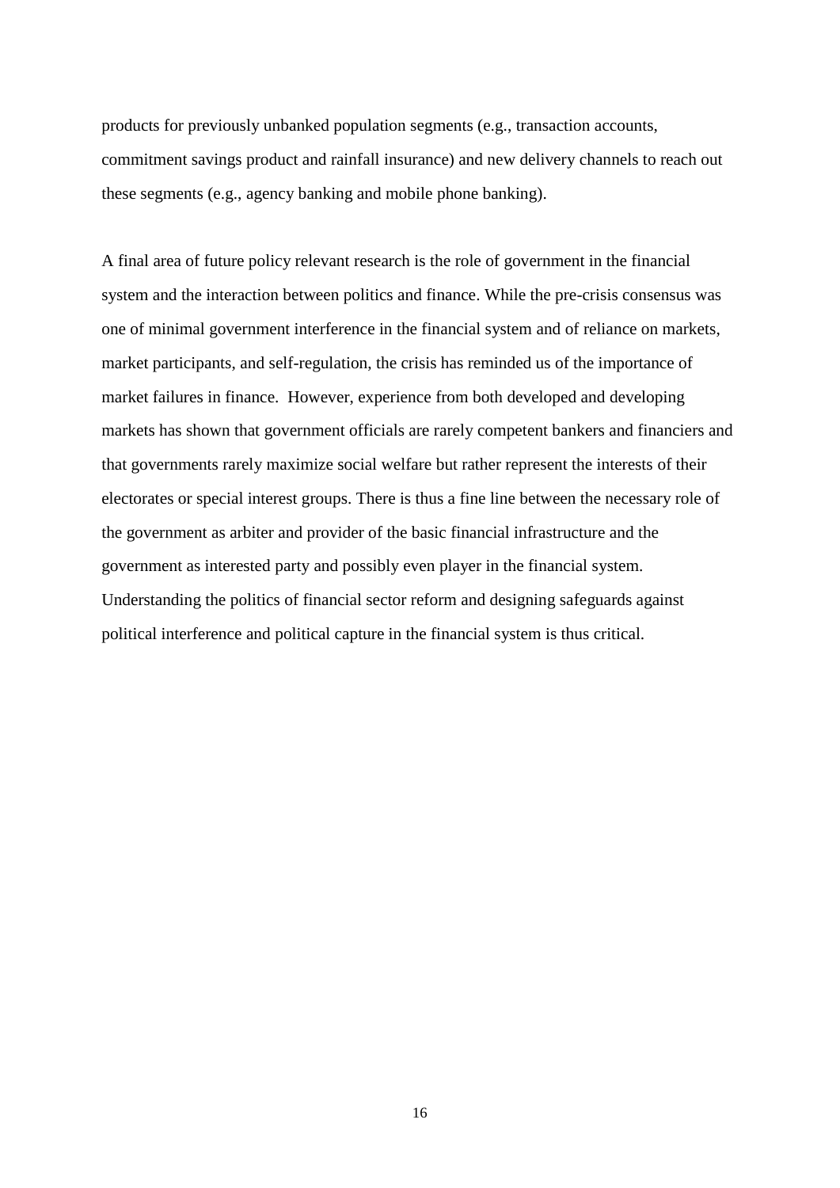products for previously unbanked population segments (e.g., transaction accounts, commitment savings product and rainfall insurance) and new delivery channels to reach out these segments (e.g., agency banking and mobile phone banking).

A final area of future policy relevant research is the role of government in the financial system and the interaction between politics and finance. While the pre-crisis consensus was one of minimal government interference in the financial system and of reliance on markets, market participants, and self-regulation, the crisis has reminded us of the importance of market failures in finance. However, experience from both developed and developing markets has shown that government officials are rarely competent bankers and financiers and that governments rarely maximize social welfare but rather represent the interests of their electorates or special interest groups. There is thus a fine line between the necessary role of the government as arbiter and provider of the basic financial infrastructure and the government as interested party and possibly even player in the financial system. Understanding the politics of financial sector reform and designing safeguards against political interference and political capture in the financial system is thus critical.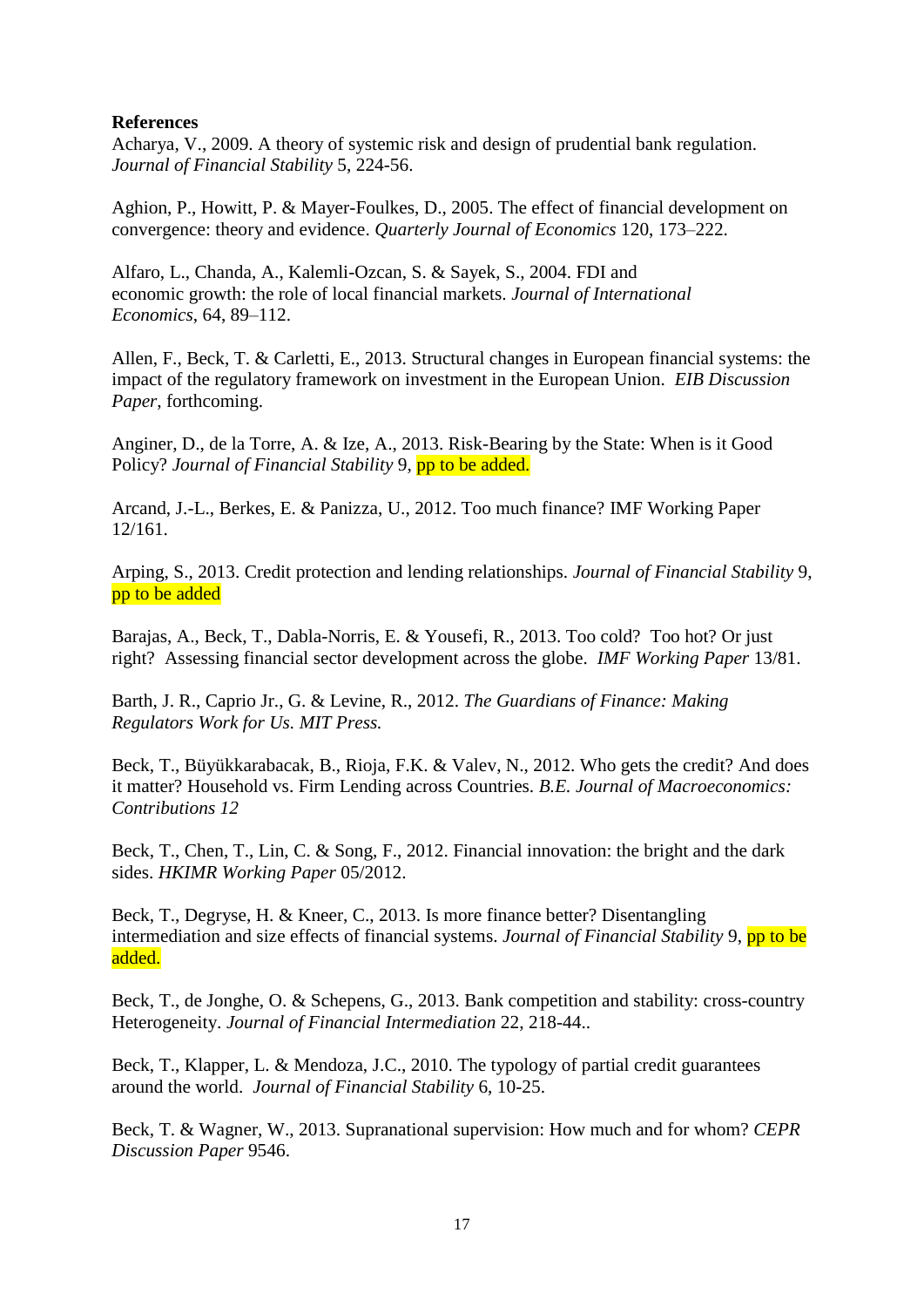**References**

Acharya, V., 2009. A theory of systemic risk and design of prudential bank regulation. *Journal of Financial Stability* 5, 224-56.

Aghion, P., Howitt, P. & Mayer-Foulkes, D., 2005. The effect of financial development on convergence: theory and evidence. *Quarterly Journal of Economics* 120, 173–222.

Alfaro, L., Chanda, A., Kalemli-Ozcan, S. & Sayek, S., 2004. FDI and economic growth: the role of local financial markets. *Journal of International Economics*, 64, 89–112.

Allen, F., Beck, T. & Carletti, E., 2013. Structural changes in European financial systems: the impact of the regulatory framework on investment in the European Union. *EIB Discussion Paper*, forthcoming.

Anginer, D., de la Torre, A. & Ize, A., 2013. Risk-Bearing by the State: When is it Good Policy? *Journal of Financial Stability* 9, pp to be added.

Arcand, J.-L., Berkes, E. & Panizza, U., 2012. Too much finance? IMF Working Paper 12/161.

Arping, S., 2013. Credit protection and lending relationships. *Journal of Financial Stability* 9, pp to be added

Barajas, A., Beck, T., Dabla-Norris, E. & Yousefi, R., 2013. Too cold? Too hot? Or just right? Assessing financial sector development across the globe. *IMF Working Paper* 13/81.

Barth, J. R., Caprio Jr., G. & Levine, R., 2012. *The Guardians of Finance: Making Regulators Work for Us. MIT Press.*

Beck, T., Büyükkarabacak, B., Rioja, F.K. & Valev, N., 2012. Who gets the credit? And does it matter? Household vs. Firm Lending across Countries. *B.E. Journal of Macroeconomics: Contributions 12*

Beck, T., Chen, T., Lin, C. & Song, F., 2012. Financial innovation: the bright and the dark sides. *HKIMR Working Paper* 05/2012.

Beck, T., Degryse, H. & Kneer, C., 2013. Is more finance better? Disentangling intermediation and size effects of financial systems. *Journal of Financial Stability* 9, pp to be added.

Beck, T., de Jonghe, O. & Schepens, G., 2013. Bank competition and stability: cross-country Heterogeneity. *Journal of Financial Intermediation* 22, 218-44..

Beck, T., Klapper, L. & Mendoza, J.C., 2010. The typology of partial credit guarantees around the world. *Journal of Financial Stability* 6, 10-25.

Beck, T. & Wagner, W., 2013. Supranational supervision: How much and for whom? *CEPR Discussion Paper* 9546.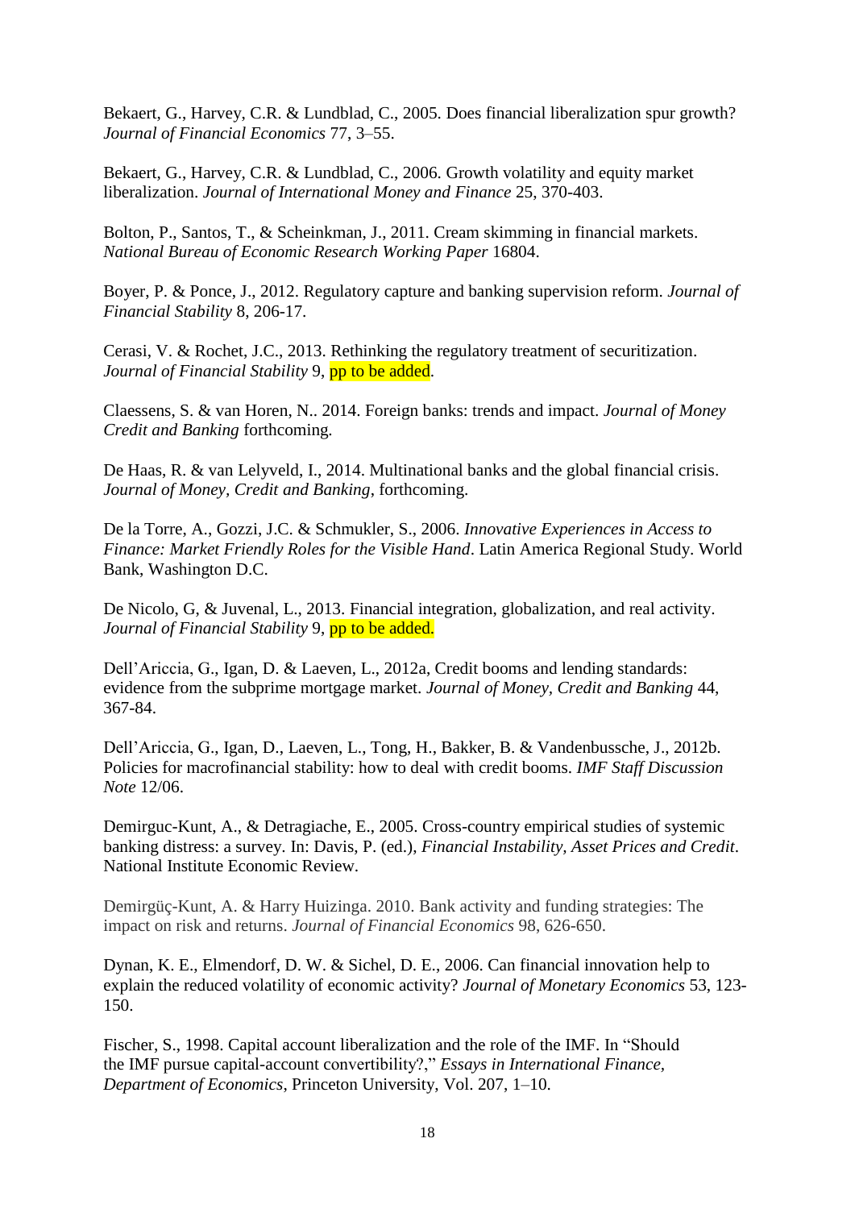Bekaert, G., Harvey, C.R. & Lundblad, C., 2005. Does financial liberalization spur growth? *Journal of Financial Economics* 77, 3–55.

Bekaert, G., Harvey, C.R. & Lundblad, C., 2006. Growth volatility and equity market liberalization. *Journal of International Money and Finance* 25, 370-403.

Bolton, P., Santos, T., & Scheinkman, J., 2011. Cream skimming in financial markets. *National Bureau of Economic Research Working Paper* 16804.

Boyer, P. & Ponce, J., 2012. Regulatory capture and banking supervision reform. *Journal of Financial Stability* 8, 206-17.

Cerasi, V. & Rochet, J.C., 2013. Rethinking the regulatory treatment of securitization. *Journal of Financial Stability* 9, pp to be added.

Claessens, S. & van Horen, N.. 2014. Foreign banks: trends and impact. *Journal of Money Credit and Banking* forthcoming.

De Haas, R. & van Lelyveld, I., 2014. Multinational banks and the global financial crisis. *Journal of Money, Credit and Banking*, forthcoming.

De la Torre, A., Gozzi, J.C. & Schmukler, S., 2006. *Innovative Experiences in Access to Finance: Market Friendly Roles for the Visible Hand*. Latin America Regional Study. World Bank, Washington D.C.

De Nicolo, G, & Juvenal, L., 2013. Financial integration, globalization, and real activity. *Journal of Financial Stability* 9, pp to be added.

Dell'Ariccia, G., Igan, D. & Laeven, L., 2012a, Credit booms and lending standards: evidence from the subprime mortgage market. *Journal of Money, Credit and Banking* 44, 367-84.

Dell'Ariccia, G., Igan, D., Laeven, L., Tong, H., Bakker, B. & Vandenbussche, J., 2012b. Policies for macrofinancial stability: how to deal with credit booms. *IMF Staff Discussion Note* 12/06.

Demirguc-Kunt, A., & Detragiache, E., 2005. Cross-country empirical studies of systemic banking distress: a survey. In: Davis, P. (ed.), *Financial Instability, Asset Prices and Credit*. National Institute Economic Review.

Demirgüç-Kunt, A. & Harry Huizinga. 2010. Bank activity and funding strategies: The impact on risk and returns. *Journal of Financial Economics* 98, 626-650.

Dynan, K. E., Elmendorf, D. W. & Sichel, D. E., 2006. Can financial innovation help to explain the reduced volatility of economic activity? *Journal of Monetary Economics* 53, 123-150.

Fischer, S., 1998. Capital account liberalization and the role of the IMF. In "Should the IMF pursue capital-account convertibility?," *Essays in International Finance, Department of Economics*, Princeton University, Vol. 207, 1–10.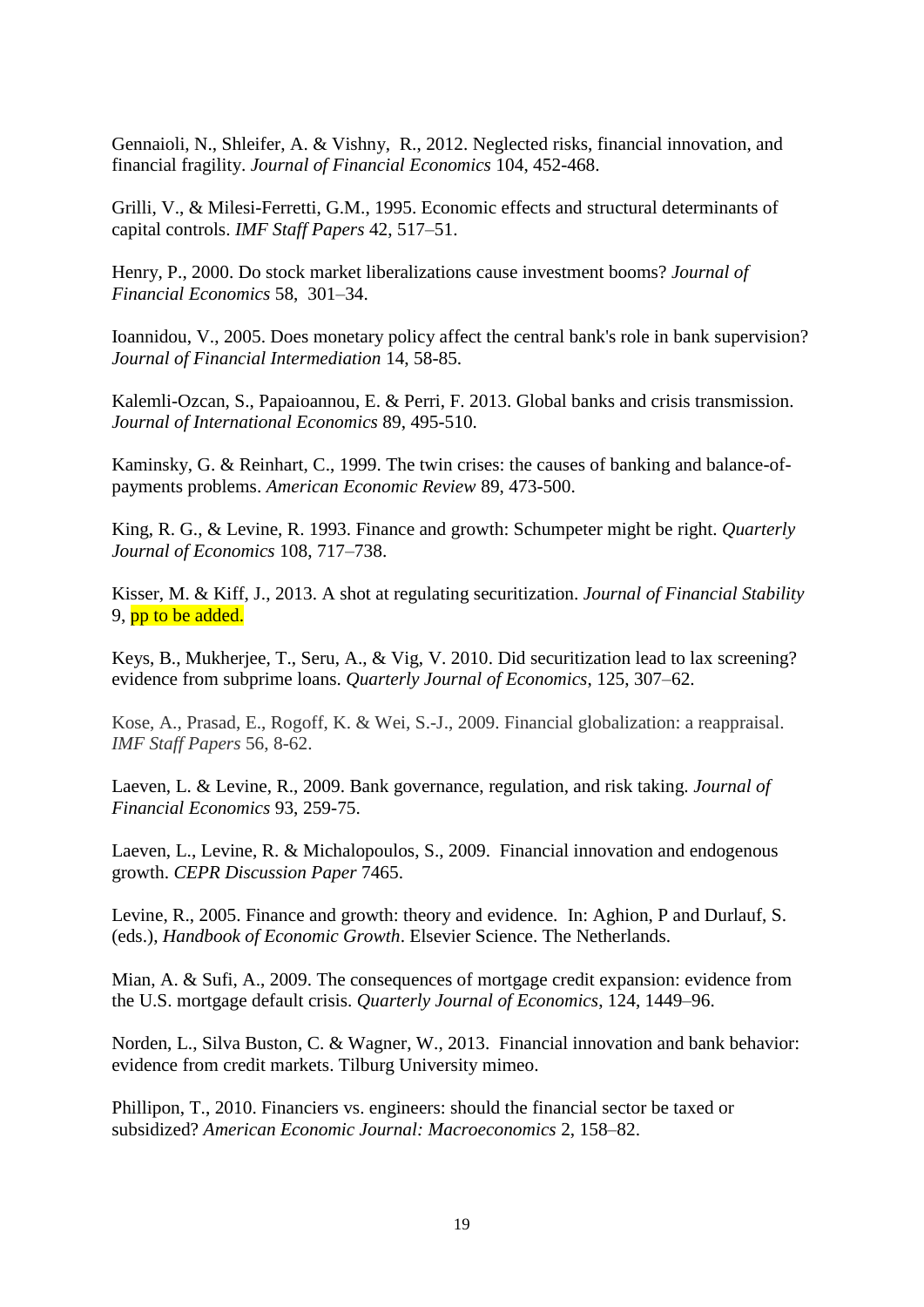Gennaioli, N., Shleifer, A. & Vishny, R., 2012. Neglected risks, financial innovation, and financial fragility. *Journal of Financial Economics* 104, 452-468.

Grilli, V., & Milesi-Ferretti, G.M., 1995. Economic effects and structural determinants of capital controls. *IMF Staff Papers* 42, 517–51.

Henry, P., 2000. Do stock market liberalizations cause investment booms? *Journal of Financial Economics* 58, 301–34.

Ioannidou, V., 2005. Does monetary policy affect the central bank's role in bank supervision? *Journal of Financial Intermediation* 14, 58-85.

Kalemli-Ozcan, S., Papaioannou, E. & Perri, F. 2013. Global banks and crisis transmission. *Journal of International Economics* 89, 495-510.

Kaminsky, G. & Reinhart, C., 1999. The twin crises: the causes of banking and balance-of-payments problems. *American Economic Review* 89, 473-500.

King, R. G., & Levine, R. 1993. Finance and growth: Schumpeter might be right. *Quarterly Journal of Economics* 108, 717–738.

Kisser, M. & Kiff, J., 2013. A shot at regulating securitization. *Journal of Financial Stability* 9, pp to be added.

Keys, B., Mukherjee, T., Seru, A., & Vig, V. 2010. Did securitization lead to lax screening? evidence from subprime loans. *Quarterly Journal of Economics*, 125, 307–62.

Kose, A., Prasad, E., Rogoff, K. & Wei, S.-J., 2009. Financial globalization: a reappraisal. *IMF Staff Papers* 56, 8-62.

Laeven, L. & Levine, R., 2009. Bank governance, regulation, and risk taking. *Journal of Financial Economics* 93, 259-75.

Laeven, L., Levine, R. & Michalopoulos, S., 2009. Financial innovation and endogenous growth. *CEPR Discussion Paper* 7465.

Levine, R., 2005. Finance and growth: theory and evidence. In: Aghion, P and Durlauf, S. (eds.), *Handbook of Economic Growth*. Elsevier Science. The Netherlands.

Mian, A. & Sufi, A., 2009. The consequences of mortgage credit expansion: evidence from the U.S. mortgage default crisis. *Quarterly Journal of Economics*, 124, 1449–96.

Norden, L., Silva Buston, C. & Wagner, W., 2013. Financial innovation and bank behavior: evidence from credit markets. Tilburg University mimeo.

Phillipon, T., 2010. Financiers vs. engineers: should the financial sector be taxed or subsidized? *American Economic Journal: Macroeconomics* 2, 158–82.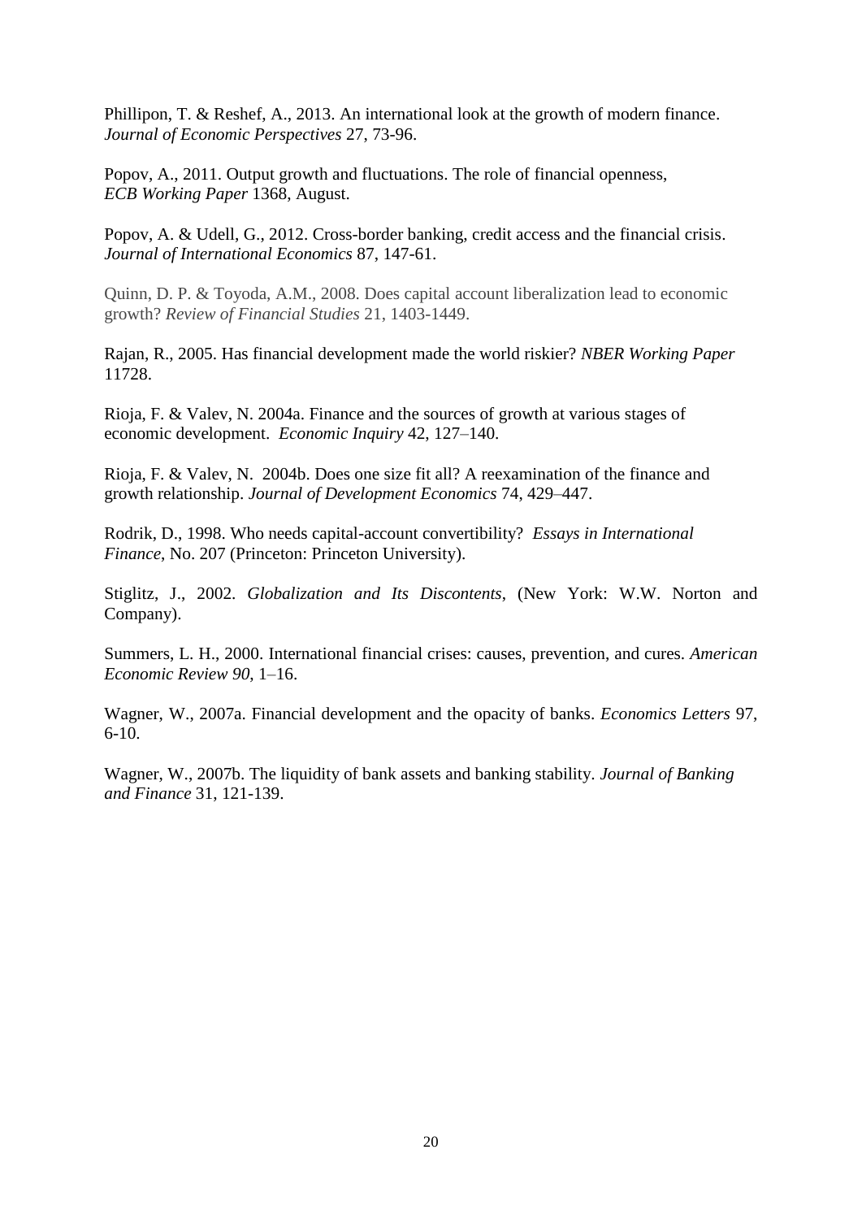Phillipon, T. & Reshef, A., 2013. An international look at the growth of modern finance. *Journal of Economic Perspectives* 27, 73-96.

Popov, A., 2011. Output growth and fluctuations. The role of financial openness, *ECB Working Paper* 1368, August.

Popov, A. & Udell, G., 2012. Cross-border banking, credit access and the financial crisis. *Journal of International Economics* 87, 147-61.

Quinn, D. P. & Toyoda, A.M., 2008. Does capital account liberalization lead to economic growth? *Review of Financial Studies* 21, 1403-1449.

Rajan, R., 2005. Has financial development made the world riskier? *NBER Working Paper* 11728.

Rioja, F. & Valev, N. 2004a. Finance and the sources of growth at various stages of economic development. *Economic Inquiry* 42, 127–140.

Rioja, F. & Valev, N. 2004b. Does one size fit all? A reexamination of the finance and growth relationship. *Journal of Development Economics* 74, 429–447.

Rodrik, D., 1998. Who needs capital-account convertibility? *Essays in International Finance*, No. 207 (Princeton: Princeton University).

Stiglitz, J., 2002. *Globalization and Its Discontents*, (New York: W.W. Norton and Company).

Summers, L. H., 2000. International financial crises: causes, prevention, and cures. *American Economic Review 90*, 1–16.

Wagner, W., 2007a. Financial development and the opacity of banks. *Economics Letters* 97, 6-10.

Wagner, W., 2007b. The liquidity of bank assets and banking stability. *Journal of Banking and Finance* 31, 121-139.